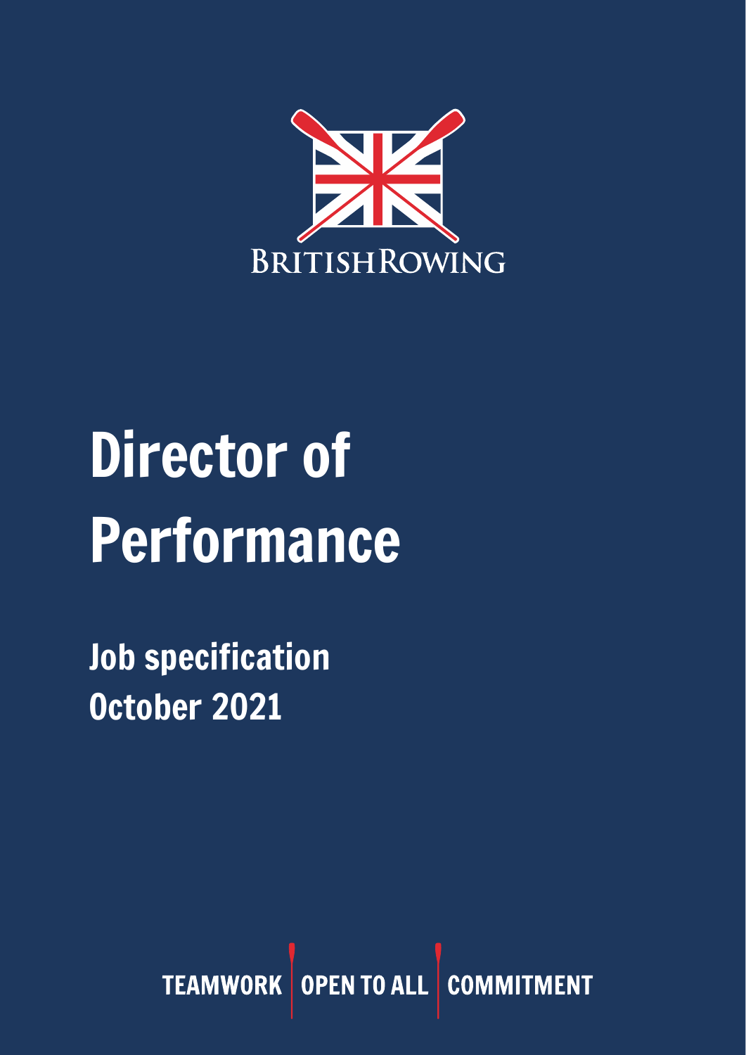BRITISH ROWING

# Director of Performance

## Job specification
## October 2021

TEAMWORK | OPEN TO ALL | COMMITMENT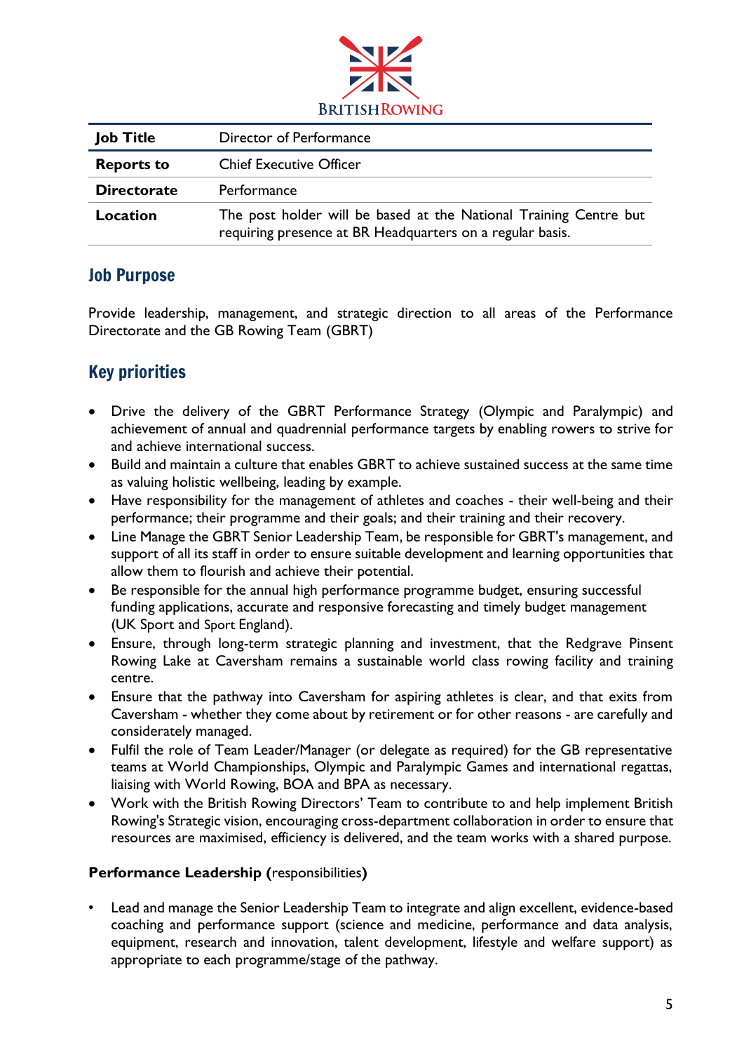BRITISH ROWING

| Job Title | Director of Performance |
|---|---|
| Reports to | Chief Executive Officer |
| Directorate | Performance |
| Location | The post holder will be based at the National Training Centre but requiring presence at BR Headquarters on a regular basis. |

## Job Purpose

Provide leadership, management, and strategic direction to all areas of the Performance Directorate and the GB Rowing Team (GBRT)

## Key priorities

- Drive the delivery of the GBRT Performance Strategy (Olympic and Paralympic) and achievement of annual and quadrennial performance targets by enabling rowers to strive for and achieve international success.
- Build and maintain a culture that enables GBRT to achieve sustained success at the same time as valuing holistic wellbeing, leading by example.
- Have responsibility for the management of athletes and coaches - their well-being and their performance; their programme and their goals; and their training and their recovery.
- Line Manage the GBRT Senior Leadership Team, be responsible for GBRT's management, and support of all its staff in order to ensure suitable development and learning opportunities that allow them to flourish and achieve their potential.
- Be responsible for the annual high performance programme budget, ensuring successful funding applications, accurate and responsive forecasting and timely budget management (UK Sport and Sport England).
- Ensure, through long-term strategic planning and investment, that the Redgrave Pinsent Rowing Lake at Caversham remains a sustainable world class rowing facility and training centre.
- Ensure that the pathway into Caversham for aspiring athletes is clear, and that exits from Caversham - whether they come about by retirement or for other reasons - are carefully and considerately managed.
- Fulfil the role of Team Leader/Manager (or delegate as required) for the GB representative teams at World Championships, Olympic and Paralympic Games and international regattas, liaising with World Rowing, BOA and BPA as necessary.
- Work with the British Rowing Directors' Team to contribute to and help implement British Rowing's Strategic vision, encouraging cross-department collaboration in order to ensure that resources are maximised, efficiency is delivered, and the team works with a shared purpose.

**Performance Leadership (**responsibilities**)**

- Lead and manage the Senior Leadership Team to integrate and align excellent, evidence-based coaching and performance support (science and medicine, performance and data analysis, equipment, research and innovation, talent development, lifestyle and welfare support) as appropriate to each programme/stage of the pathway.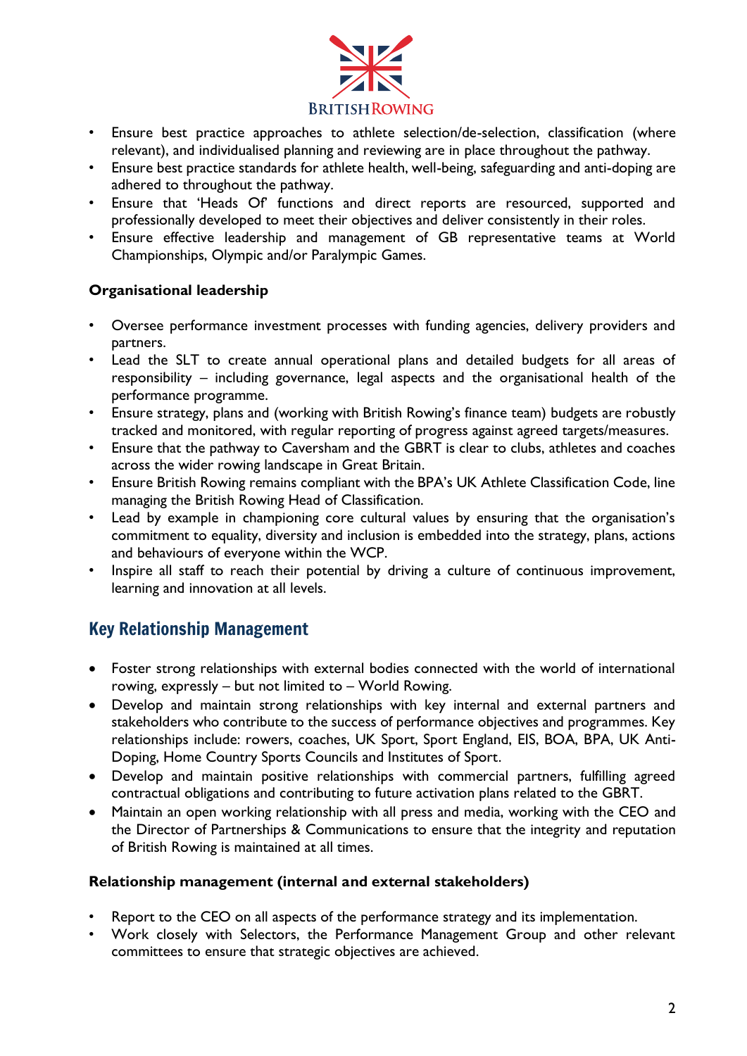- Ensure best practice approaches to athlete selection/de-selection, classification (where relevant), and individualised planning and reviewing are in place throughout the pathway.
- Ensure best practice standards for athlete health, well-being, safeguarding and anti-doping are adhered to throughout the pathway.
- Ensure that 'Heads Of' functions and direct reports are resourced, supported and professionally developed to meet their objectives and deliver consistently in their roles.
- Ensure effective leadership and management of GB representative teams at World Championships, Olympic and/or Paralympic Games.

**Organisational leadership**

- Oversee performance investment processes with funding agencies, delivery providers and partners.
- Lead the SLT to create annual operational plans and detailed budgets for all areas of responsibility – including governance, legal aspects and the organisational health of the performance programme.
- Ensure strategy, plans and (working with British Rowing's finance team) budgets are robustly tracked and monitored, with regular reporting of progress against agreed targets/measures.
- Ensure that the pathway to Caversham and the GBRT is clear to clubs, athletes and coaches across the wider rowing landscape in Great Britain.
- Ensure British Rowing remains compliant with the BPA's UK Athlete Classification Code, line managing the British Rowing Head of Classification.
- Lead by example in championing core cultural values by ensuring that the organisation's commitment to equality, diversity and inclusion is embedded into the strategy, plans, actions and behaviours of everyone within the WCP.
- Inspire all staff to reach their potential by driving a culture of continuous improvement, learning and innovation at all levels.

## Key Relationship Management

- Foster strong relationships with external bodies connected with the world of international rowing, expressly – but not limited to – World Rowing.
- Develop and maintain strong relationships with key internal and external partners and stakeholders who contribute to the success of performance objectives and programmes. Key relationships include: rowers, coaches, UK Sport, Sport England, EIS, BOA, BPA, UK Anti-Doping, Home Country Sports Councils and Institutes of Sport.
- Develop and maintain positive relationships with commercial partners, fulfilling agreed contractual obligations and contributing to future activation plans related to the GBRT.
- Maintain an open working relationship with all press and media, working with the CEO and the Director of Partnerships & Communications to ensure that the integrity and reputation of British Rowing is maintained at all times.

**Relationship management (internal and external stakeholders)**

- Report to the CEO on all aspects of the performance strategy and its implementation.
- Work closely with Selectors, the Performance Management Group and other relevant committees to ensure that strategic objectives are achieved.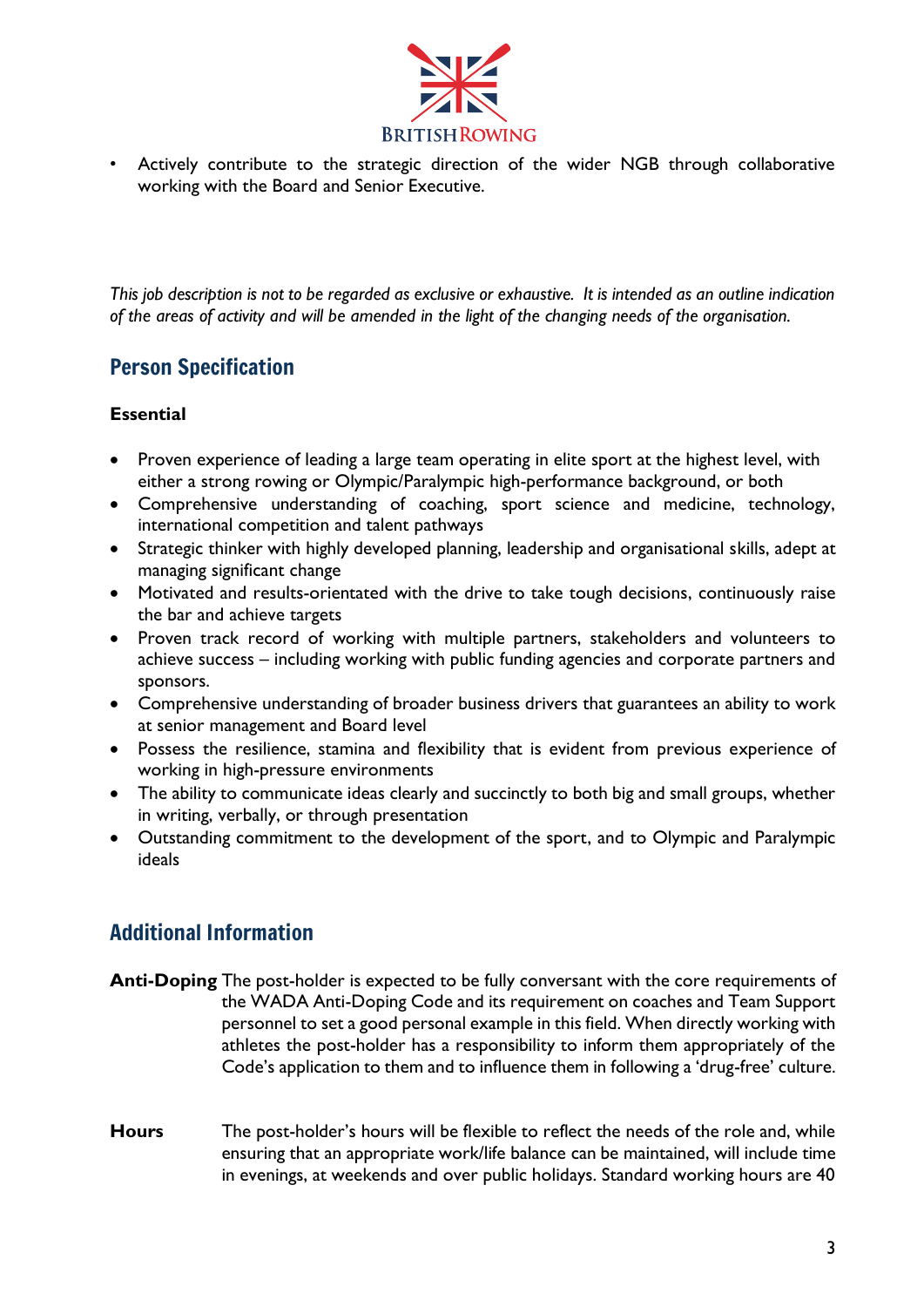- Actively contribute to the strategic direction of the wider NGB through collaborative working with the Board and Senior Executive.

*This job description is not to be regarded as exclusive or exhaustive. It is intended as an outline indication of the areas of activity and will be amended in the light of the changing needs of the organisation.*

## Person Specification

**Essential**

- Proven experience of leading a large team operating in elite sport at the highest level, with either a strong rowing or Olympic/Paralympic high-performance background, or both
- Comprehensive understanding of coaching, sport science and medicine, technology, international competition and talent pathways
- Strategic thinker with highly developed planning, leadership and organisational skills, adept at managing significant change
- Motivated and results-orientated with the drive to take tough decisions, continuously raise the bar and achieve targets
- Proven track record of working with multiple partners, stakeholders and volunteers to achieve success – including working with public funding agencies and corporate partners and sponsors.
- Comprehensive understanding of broader business drivers that guarantees an ability to work at senior management and Board level
- Possess the resilience, stamina and flexibility that is evident from previous experience of working in high-pressure environments
- The ability to communicate ideas clearly and succinctly to both big and small groups, whether in writing, verbally, or through presentation
- Outstanding commitment to the development of the sport, and to Olympic and Paralympic ideals

## Additional Information

**Anti-Doping** The post-holder is expected to be fully conversant with the core requirements of the WADA Anti-Doping Code and its requirement on coaches and Team Support personnel to set a good personal example in this field. When directly working with athletes the post-holder has a responsibility to inform them appropriately of the Code's application to them and to influence them in following a 'drug-free' culture.

**Hours** The post-holder's hours will be flexible to reflect the needs of the role and, while ensuring that an appropriate work/life balance can be maintained, will include time in evenings, at weekends and over public holidays. Standard working hours are 40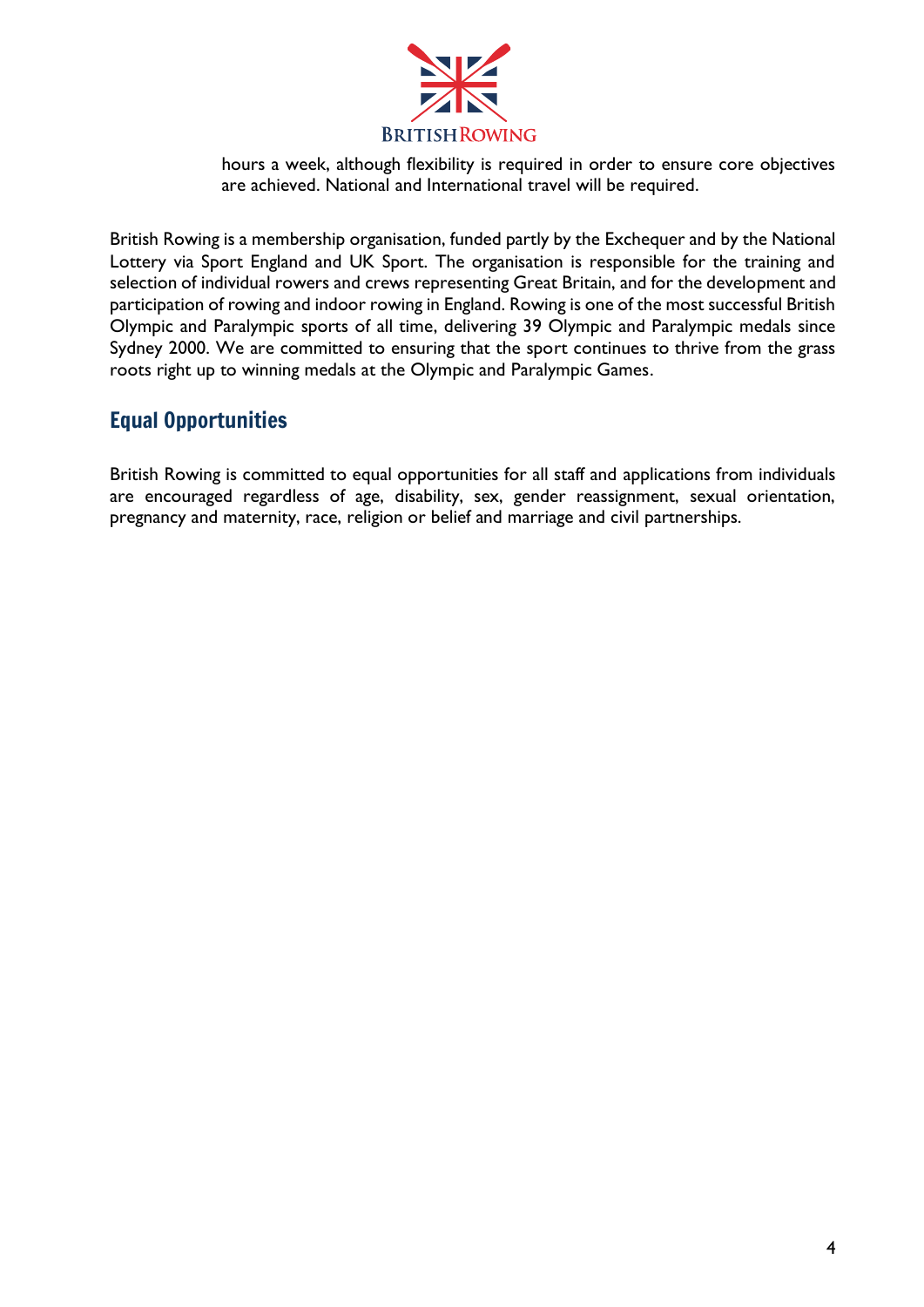hours a week, although flexibility is required in order to ensure core objectives are achieved. National and International travel will be required.

British Rowing is a membership organisation, funded partly by the Exchequer and by the National Lottery via Sport England and UK Sport. The organisation is responsible for the training and selection of individual rowers and crews representing Great Britain, and for the development and participation of rowing and indoor rowing in England. Rowing is one of the most successful British Olympic and Paralympic sports of all time, delivering 39 Olympic and Paralympic medals since Sydney 2000. We are committed to ensuring that the sport continues to thrive from the grass roots right up to winning medals at the Olympic and Paralympic Games.

## Equal Opportunities

British Rowing is committed to equal opportunities for all staff and applications from individuals are encouraged regardless of age, disability, sex, gender reassignment, sexual orientation, pregnancy and maternity, race, religion or belief and marriage and civil partnerships.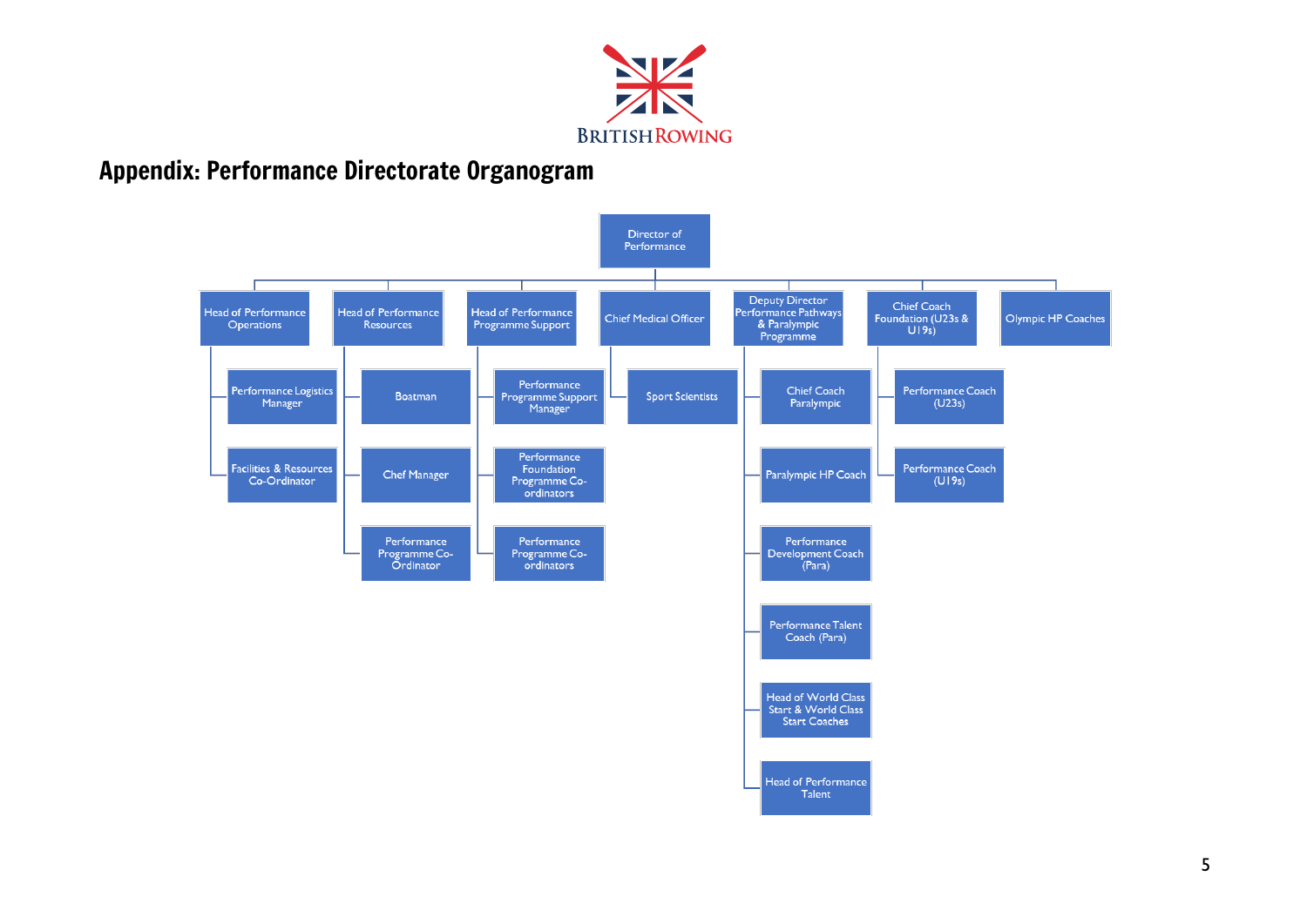## Appendix: Performance Directorate Organogram

Director of Performance

Head of Performance Operations
- Performance Logistics Manager
- Facilities & Resources Co-Ordinator

Head of Performance Resources
- Boatman
- Chef Manager
- Performance Programme Co-Ordinator

Head of Performance Programme Support
- Performance Programme Support Manager
- Performance Foundation Programme Co-ordinators
- Performance Programme Co-ordinators

Chief Medical Officer
- Sport Scientists

Deputy Director Performance Pathways & Paralympic Programme
- Chief Coach Paralympic
- Paralympic HP Coach
- Performance Development Coach (Para)
- Performance Talent Coach (Para)
- Head of World Class Start & World Class Start Coaches
- Head of Performance Talent

Chief Coach Foundation (U23s & U19s)
- Performance Coach (U23s)
- Performance Coach (U19s)

Olympic HP Coaches